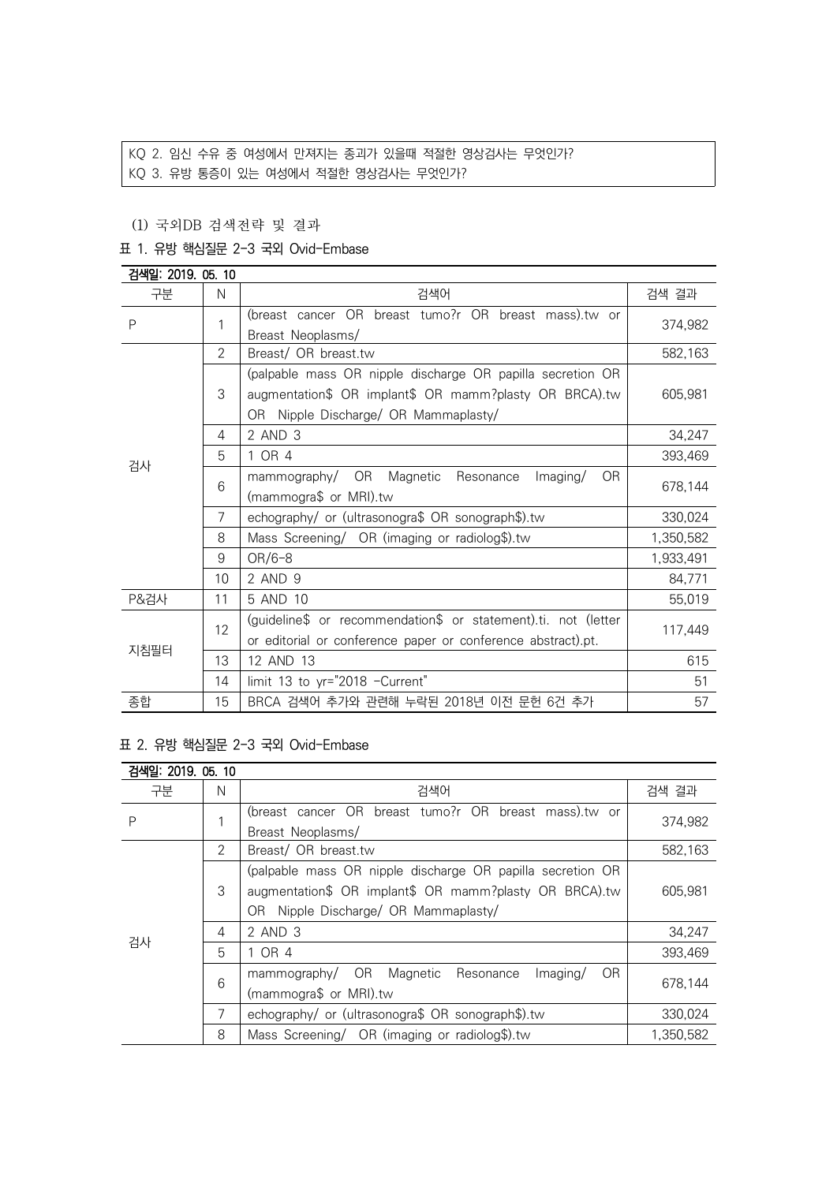KQ 2. 임신 수유 중 여성에서 만져지는 종괴가 있을때 적절한 영상검사는 무엇인가?
KQ 3. 유방 통증이 있는 여성에서 적절한 영상검사는 무엇인가?

(1) 국외DB 검색전략 및 결과

표 1. 유방 핵심질문 2-3 국외 Ovid-Embase

| 검색일: 2019. 05. 10 | | | |
|---|---|---|---|
| 구분 | N | 검색어 | 검색 결과 |
| P | 1 | (breast cancer OR breast tumo?r OR breast mass).tw or Breast Neoplasms/ | 374,982 |
| 검사 | 2 | Breast/ OR breast.tw | 582,163 |
| | 3 | (palpable mass OR nipple discharge OR papilla secretion OR augmentation$ OR implant$ OR mamm?plasty OR BRCA).tw OR Nipple Discharge/ OR Mammaplasty/ | 605,981 |
| | 4 | 2 AND 3 | 34,247 |
| | 5 | 1 OR 4 | 393,469 |
| | 6 | mammography/ OR Magnetic Resonance Imaging/ OR (mammogra$ or MRI).tw | 678,144 |
| | 7 | echography/ or (ultrasonogra$ OR sonograph$).tw | 330,024 |
| | 8 | Mass Screening/ OR (imaging or radiolog$).tw | 1,350,582 |
| | 9 | OR/6-8 | 1,933,491 |
| | 10 | 2 AND 9 | 84,771 |
| P&검사 | 11 | 5 AND 10 | 55,019 |
| 지침필터 | 12 | (guideline$ or recommendation$ or statement).ti. not (letter or editorial or conference paper or conference abstract).pt. | 117,449 |
| | 13 | 12 AND 13 | 615 |
| | 14 | limit 13 to yr="2018 -Current" | 51 |
| 종합 | 15 | BRCA 검색어 추가와 관련해 누락된 2018년 이전 문헌 6건 추가 | 57 |

표 2. 유방 핵심질문 2-3 국외 Ovid-Embase

| 검색일: 2019. 05. 10 | | | |
|---|---|---|---|
| 구분 | N | 검색어 | 검색 결과 |
| P | 1 | (breast cancer OR breast tumo?r OR breast mass).tw or Breast Neoplasms/ | 374,982 |
| 검사 | 2 | Breast/ OR breast.tw | 582,163 |
| | 3 | (palpable mass OR nipple discharge OR papilla secretion OR augmentation$ OR implant$ OR mamm?plasty OR BRCA).tw OR Nipple Discharge/ OR Mammaplasty/ | 605,981 |
| | 4 | 2 AND 3 | 34,247 |
| | 5 | 1 OR 4 | 393,469 |
| | 6 | mammography/ OR Magnetic Resonance Imaging/ OR (mammogra$ or MRI).tw | 678,144 |
| | 7 | echography/ or (ultrasonogra$ OR sonograph$).tw | 330,024 |
| | 8 | Mass Screening/ OR (imaging or radiolog$).tw | 1,350,582 |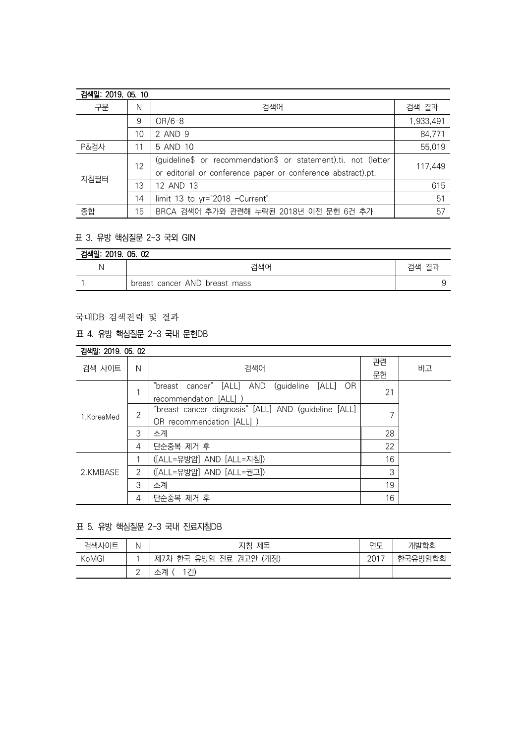검색일: 2019. 05. 10

| 구분 | N | 검색어 | 검색 결과 |
|---|---|---|---|
| | 9 | OR/6-8 | 1,933,491 |
| | 10 | 2 AND 9 | 84,771 |
| P&검사 | 11 | 5 AND 10 | 55,019 |
| 지침필터 | 12 | (guideline$ or recommendation$ or statement).ti. not (letter or editorial or conference paper or conference abstract).pt. | 117,449 |
| | 13 | 12 AND 13 | 615 |
| | 14 | limit 13 to yr="2018 -Current" | 51 |
| 종합 | 15 | BRCA 검색어 추가와 관련해 누락된 2018년 이전 문헌 6건 추가 | 57 |

### 표 3. 유방 핵심질문 2-3 국외 GIN

검색일: 2019. 05. 02

| N | 검색어 | 검색 결과 |
|---|---|---|
| 1 | breast cancer AND breast mass | 9 |

국내DB 검색전략 및 결과

### 표 4. 유방 핵심질문 2-3 국내 문헌DB

검색일: 2019. 05. 02

| 검색 사이트 | N | 검색어 | 관련 문헌 | 비고 |
|---|---|---|---|---|
| 1.KoreaMed | 1 | "breast cancer" [ALL] AND (guideline [ALL] OR recommendation [ALL] ) | 21 | |
| | 2 | "breast cancer diagnosis" [ALL] AND (guideline [ALL] OR recommendation [ALL] ) | 7 | |
| | 3 | 소계 | 28 | |
| | 4 | 단순중복 제거 후 | 22 | |
| 2.KMBASE | 1 | ([ALL=유방암] AND [ALL=지침]) | 16 | |
| | 2 | ([ALL=유방암] AND [ALL=권고]) | 3 | |
| | 3 | 소계 | 19 | |
| | 4 | 단순중복 제거 후 | 16 | |

### 표 5. 유방 핵심질문 2-3 국내 진료지침DB

| 검색사이트 | N | 지침 제목 | 연도 | 개발학회 |
|---|---|---|---|---|
| KoMGI | 1 | 제7차 한국 유방암 진료 권고안 (개정) | 2017 | 한국유방암학회 |
| | 2 | 소계 ( 1건) | | |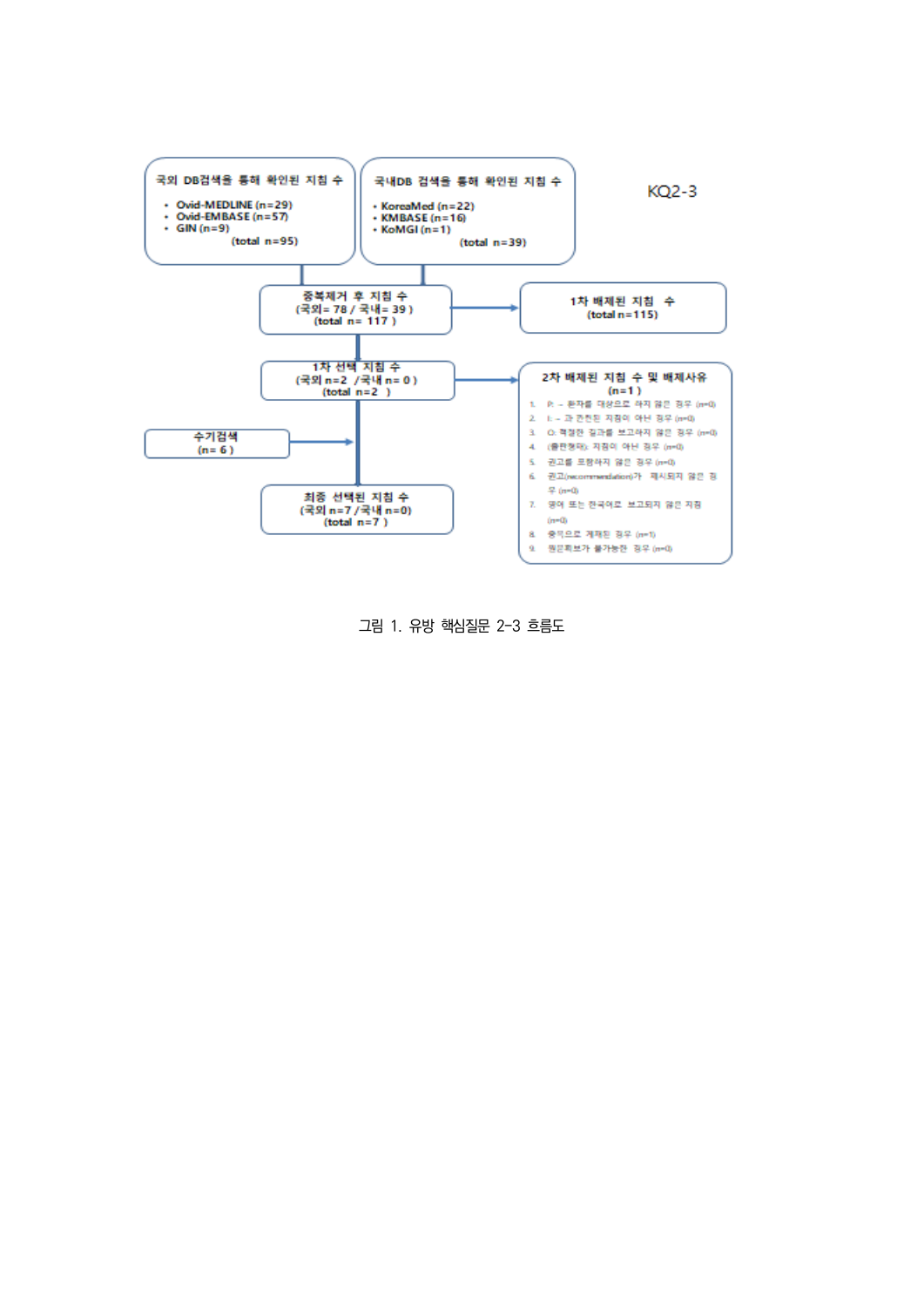국외 DB검색을 통해 확인된 지침 수

- Ovid-MEDLINE (n=29)
- Ovid-EMBASE (n=57)
- GIN (n=9)

(total n=95)

국내DB 검색을 통해 확인된 지침 수

- KoreaMed (n=22)
- KMBASE (n=16)
- KoMGI (n=1)

(total n=39)

KQ2-3

중복제거 후 지침 수
(국외= 78 / 국내= 39 )
(total n= 117 )

1차 배제된 지침 수
(total n=115)

1차 선택 지침 수
(국외 n=2 /국내 n= 0 )
(total n=2 )

2차 배제된 지침 수 및 배제사유
(n=1 )

1. P: - 환자를 대상으로 하지 않은 경우 (n=0)
2. I: - 과 관련된 지침이 아닌 경우 (n=0)
3. O: 적절한 결과를 보고하지 않은 경우 (n=0)
4. (출판형태): 지침이 아닌 경우 (n=0)
5. 권고를 포함하지 않은 경우 (n=0)
6. 권고(recommendation)가 제시되지 않은 경우 (n=0)
7. 영어 또는 한국어로 보고되지 않은 지침 (n=0)
8. 중복으로 게재된 경우 (n=1)
9. 원문확보가 불가능한 경우 (n=0)

수기검색
(n= 6 )

최종 선택된 지침 수
(국외 n=7 /국내 n=0)
(total n=7 )

그림 1. 유방 핵심질문 2-3 흐름도